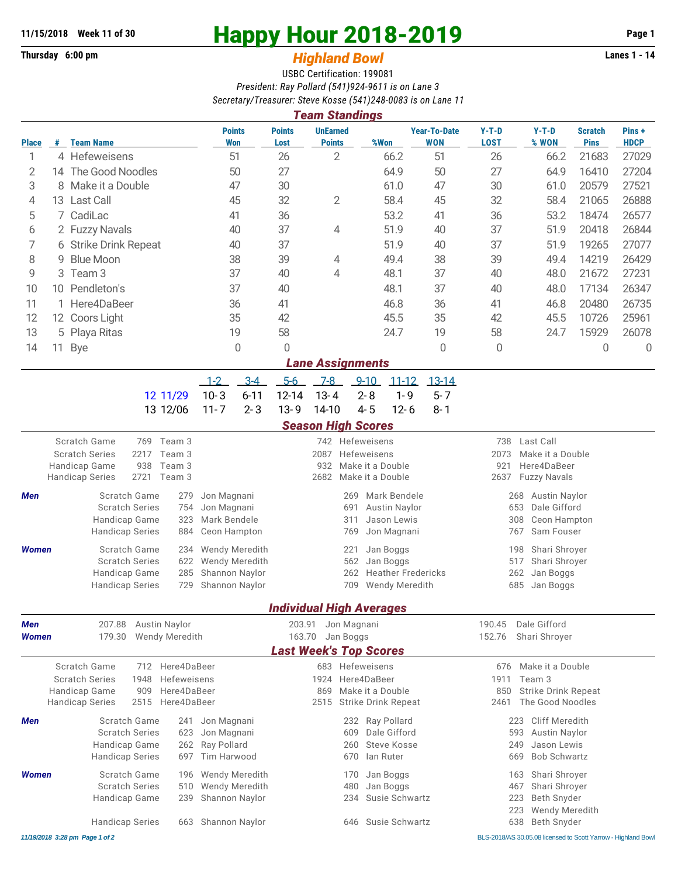11/15/2018 Week 11 of 30

Thursday 6:00 pm

# Happy Hour 2018-2019

## *Highland Bowl*

Lanes 1 - 14

USBC Certification: 199081

*President: Ray Pollard (541)924-9611 is on Lane 3*

*Secretary/Treasurer: Steve Kosse (541)248-0083 is on Lane 11*

### *Team Standings*

| Place | # | Team Name | Points Won | Points Lost | UnEarned Points | %Won | Year-To-Date WON | Y-T-D LOST | Y-T-D % WON | Scratch Pins | Pins + HDCP |
|---|---|---|---|---|---|---|---|---|---|---|---|
| 1 | 4 | Hefeweisens | 51 | 26 | 2 | 66.2 | 51 | 26 | 66.2 | 21683 | 27029 |
| 2 | 14 | The Good Noodles | 50 | 27 | | 64.9 | 50 | 27 | 64.9 | 16410 | 27204 |
| 3 | 8 | Make it a Double | 47 | 30 | | 61.0 | 47 | 30 | 61.0 | 20579 | 27521 |
| 4 | 13 | Last Call | 45 | 32 | 2 | 58.4 | 45 | 32 | 58.4 | 21065 | 26888 |
| 5 | 7 | CadiLac | 41 | 36 | | 53.2 | 41 | 36 | 53.2 | 18474 | 26577 |
| 6 | 2 | Fuzzy Navals | 40 | 37 | 4 | 51.9 | 40 | 37 | 51.9 | 20418 | 26844 |
| 7 | 6 | Strike Drink Repeat | 40 | 37 | | 51.9 | 40 | 37 | 51.9 | 19265 | 27077 |
| 8 | 9 | Blue Moon | 38 | 39 | 4 | 49.4 | 38 | 39 | 49.4 | 14219 | 26429 |
| 9 | 3 | Team 3 | 37 | 40 | 4 | 48.1 | 37 | 40 | 48.0 | 21672 | 27231 |
| 10 | 10 | Pendleton's | 37 | 40 | | 48.1 | 37 | 40 | 48.0 | 17134 | 26347 |
| 11 | 1 | Here4DaBeer | 36 | 41 | | 46.8 | 36 | 41 | 46.8 | 20480 | 26735 |
| 12 | 12 | Coors Light | 35 | 42 | | 45.5 | 35 | 42 | 45.5 | 10726 | 25961 |
| 13 | 5 | Playa Ritas | 19 | 58 | | 24.7 | 19 | 58 | 24.7 | 15929 | 26078 |
| 14 | 11 | Bye | 0 | 0 | | | 0 | 0 | | 0 | 0 |

### *Lane Assignments*

| | 1-2 | 3-4 | 5-6 | 7-8 | 9-10 | 11-12 | 13-14 |
|---|---|---|---|---|---|---|---|
| 12 11/29 | 10-3 | 6-11 | 12-14 | 13-4 | 2-8 | 1-9 | 5-7 |
| 13 12/06 | 11-7 | 2-3 | 13-9 | 14-10 | 4-5 | 12-6 | 8-1 |

### *Season High Scores*

| | | | | | | |
|---|---|---|---|---|---|---|
| Scratch Game | 769 | Team 3 | 742 | Hefeweisens | 738 | Last Call |
| Scratch Series | 2217 | Team 3 | 2087 | Hefeweisens | 2073 | Make it a Double |
| Handicap Game | 938 | Team 3 | 932 | Make it a Double | 921 | Here4DaBeer |
| Handicap Series | 2721 | Team 3 | 2682 | Make it a Double | 2637 | Fuzzy Navals |

***Men***

| | | | | | | |
|---|---|---|---|---|---|---|
| Scratch Game | 279 | Jon Magnani | 269 | Mark Bendele | 268 | Austin Naylor |
| Scratch Series | 754 | Jon Magnani | 691 | Austin Naylor | 653 | Dale Gifford |
| Handicap Game | 323 | Mark Bendele | 311 | Jason Lewis | 308 | Ceon Hampton |
| Handicap Series | 884 | Ceon Hampton | 769 | Jon Magnani | 767 | Sam Fouser |

***Women***

| | | | | | | |
|---|---|---|---|---|---|---|
| Scratch Game | 234 | Wendy Meredith | 221 | Jan Boggs | 198 | Shari Shroyer |
| Scratch Series | 622 | Wendy Meredith | 562 | Jan Boggs | 517 | Shari Shroyer |
| Handicap Game | 285 | Shannon Naylor | 262 | Heather Fredericks | 262 | Jan Boggs |
| Handicap Series | 729 | Shannon Naylor | 709 | Wendy Meredith | 685 | Jan Boggs |

### *Individual High Averages*

| | | | | | | |
|---|---|---|---|---|---|---|
| ***Men*** | 207.88 | Austin Naylor | 203.91 | Jon Magnani | 190.45 | Dale Gifford |
| ***Women*** | 179.30 | Wendy Meredith | 163.70 | Jan Boggs | 152.76 | Shari Shroyer |

### *Last Week's Top Scores*

| | | | | | | |
|---|---|---|---|---|---|---|
| Scratch Game | 712 | Here4DaBeer | 683 | Hefeweisens | 676 | Make it a Double |
| Scratch Series | 1948 | Hefeweisens | 1924 | Here4DaBeer | 1911 | Team 3 |
| Handicap Game | 909 | Here4DaBeer | 869 | Make it a Double | 850 | Strike Drink Repeat |
| Handicap Series | 2515 | Here4DaBeer | 2515 | Strike Drink Repeat | 2461 | The Good Noodles |

***Men***

| | | | | | | |
|---|---|---|---|---|---|---|
| Scratch Game | 241 | Jon Magnani | 232 | Ray Pollard | 223 | Cliff Meredith |
| Scratch Series | 623 | Jon Magnani | 609 | Dale Gifford | 593 | Austin Naylor |
| Handicap Game | 262 | Ray Pollard | 260 | Steve Kosse | 249 | Jason Lewis |
| Handicap Series | 697 | Tim Harwood | 670 | Ian Ruter | 669 | Bob Schwartz |

***Women***

| | | | | | | |
|---|---|---|---|---|---|---|
| Scratch Game | 196 | Wendy Meredith | 170 | Jan Boggs | 163 | Shari Shroyer |
| Scratch Series | 510 | Wendy Meredith | 480 | Jan Boggs | 467 | Shari Shroyer |
| Handicap Game | 239 | Shannon Naylor | 234 | Susie Schwartz | 223 | Beth Snyder |
| | | | | | 223 | Wendy Meredith |
| Handicap Series | 663 | Shannon Naylor | 646 | Susie Schwartz | 638 | Beth Snyder |

*11/19/2018 3:28 pm Page 1 of 2*

BLS-2018/AS 30.05.08 licensed to Scott Yarrow - Highland Bowl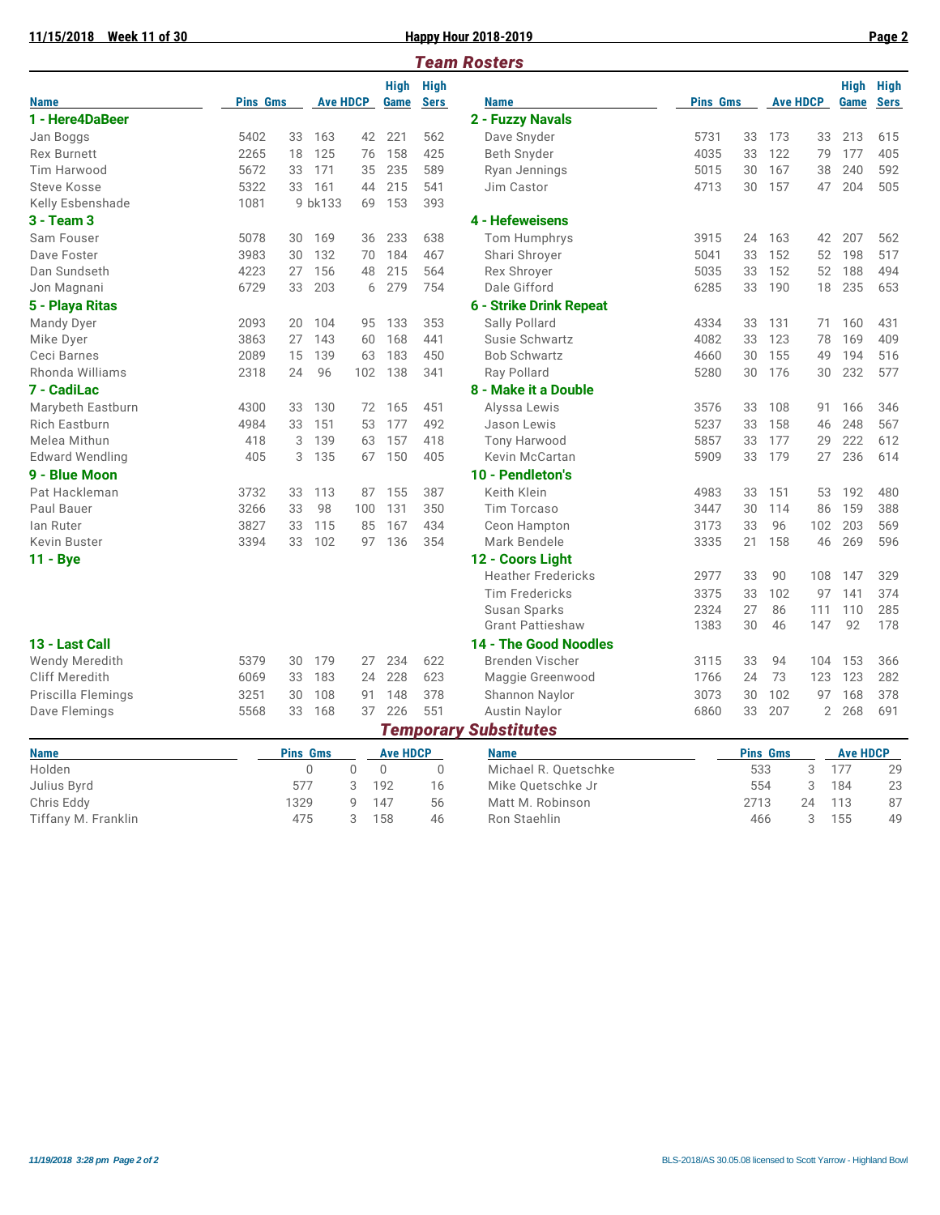## Team Rosters

| Name | Pins | Gms | Ave | HDCP | High Game | High Sers | Name | Pins | Gms | Ave | HDCP | High Game | High Sers |
|---|---|---|---|---|---|---|---|---|---|---|---|---|---|
| **1 - Here4DaBeer** | | | | | | | **2 - Fuzzy Navals** | | | | | | |
| Jan Boggs | 5402 | 33 | 163 | 42 | 221 | 562 | Dave Snyder | 5731 | 33 | 173 | 33 | 213 | 615 |
| Rex Burnett | 2265 | 18 | 125 | 76 | 158 | 425 | Beth Snyder | 4035 | 33 | 122 | 79 | 177 | 405 |
| Tim Harwood | 5672 | 33 | 171 | 35 | 235 | 589 | Ryan Jennings | 5015 | 30 | 167 | 38 | 240 | 592 |
| Steve Kosse | 5322 | 33 | 161 | 44 | 215 | 541 | Jim Castor | 4713 | 30 | 157 | 47 | 204 | 505 |
| Kelly Esbenshade | 1081 | 9 | bk133 | 69 | 153 | 393 | | | | | | | |
| **3 - Team 3** | | | | | | | **4 - Hefeweisens** | | | | | | |
| Sam Fouser | 5078 | 30 | 169 | 36 | 233 | 638 | Tom Humphrys | 3915 | 24 | 163 | 42 | 207 | 562 |
| Dave Foster | 3983 | 30 | 132 | 70 | 184 | 467 | Shari Shroyer | 5041 | 33 | 152 | 52 | 198 | 517 |
| Dan Sundseth | 4223 | 27 | 156 | 48 | 215 | 564 | Rex Shroyer | 5035 | 33 | 152 | 52 | 188 | 494 |
| Jon Magnani | 6729 | 33 | 203 | 6 | 279 | 754 | Dale Gifford | 6285 | 33 | 190 | 18 | 235 | 653 |
| **5 - Playa Ritas** | | | | | | | **6 - Strike Drink Repeat** | | | | | | |
| Mandy Dyer | 2093 | 20 | 104 | 95 | 133 | 353 | Sally Pollard | 4334 | 33 | 131 | 71 | 160 | 431 |
| Mike Dyer | 3863 | 27 | 143 | 60 | 168 | 441 | Susie Schwartz | 4082 | 33 | 123 | 78 | 169 | 409 |
| Ceci Barnes | 2089 | 15 | 139 | 63 | 183 | 450 | Bob Schwartz | 4660 | 30 | 155 | 49 | 194 | 516 |
| Rhonda Williams | 2318 | 24 | 96 | 102 | 138 | 341 | Ray Pollard | 5280 | 30 | 176 | 30 | 232 | 577 |
| **7 - CadiLac** | | | | | | | **8 - Make it a Double** | | | | | | |
| Marybeth Eastburn | 4300 | 33 | 130 | 72 | 165 | 451 | Alyssa Lewis | 3576 | 33 | 108 | 91 | 166 | 346 |
| Rich Eastburn | 4984 | 33 | 151 | 53 | 177 | 492 | Jason Lewis | 5237 | 33 | 158 | 46 | 248 | 567 |
| Melea Mithun | 418 | 3 | 139 | 63 | 157 | 418 | Tony Harwood | 5857 | 33 | 177 | 29 | 222 | 612 |
| Edward Wendling | 405 | 3 | 135 | 67 | 150 | 405 | Kevin McCartan | 5909 | 33 | 179 | 27 | 236 | 614 |
| **9 - Blue Moon** | | | | | | | **10 - Pendleton's** | | | | | | |
| Pat Hackleman | 3732 | 33 | 113 | 87 | 155 | 387 | Keith Klein | 4983 | 33 | 151 | 53 | 192 | 480 |
| Paul Bauer | 3266 | 33 | 98 | 100 | 131 | 350 | Tim Torcaso | 3447 | 30 | 114 | 86 | 159 | 388 |
| Ian Ruter | 3827 | 33 | 115 | 85 | 167 | 434 | Ceon Hampton | 3173 | 33 | 96 | 102 | 203 | 569 |
| Kevin Buster | 3394 | 33 | 102 | 97 | 136 | 354 | Mark Bendele | 3335 | 21 | 158 | 46 | 269 | 596 |
| **11 - Bye** | | | | | | | **12 - Coors Light** | | | | | | |
| | | | | | | | Heather Fredericks | 2977 | 33 | 90 | 108 | 147 | 329 |
| | | | | | | | Tim Fredericks | 3375 | 33 | 102 | 97 | 141 | 374 |
| | | | | | | | Susan Sparks | 2324 | 27 | 86 | 111 | 110 | 285 |
| | | | | | | | Grant Pattieshaw | 1383 | 30 | 46 | 147 | 92 | 178 |
| **13 - Last Call** | | | | | | | **14 - The Good Noodles** | | | | | | |
| Wendy Meredith | 5379 | 30 | 179 | 27 | 234 | 622 | Brenden Vischer | 3115 | 33 | 94 | 104 | 153 | 366 |
| Cliff Meredith | 6069 | 33 | 183 | 24 | 228 | 623 | Maggie Greenwood | 1766 | 24 | 73 | 123 | 123 | 282 |
| Priscilla Flemings | 3251 | 30 | 108 | 91 | 148 | 378 | Shannon Naylor | 3073 | 30 | 102 | 97 | 168 | 378 |
| Dave Flemings | 5568 | 33 | 168 | 37 | 226 | 551 | Austin Naylor | 6860 | 33 | 207 | 2 | 268 | 691 |

## Temporary Substitutes

| Name | Pins | Gms | Ave | HDCP | Name | Pins | Gms | Ave | HDCP |
|---|---|---|---|---|---|---|---|---|---|
| Holden | 0 | 0 | 0 | 0 | Michael R. Quetschke | 533 | 3 | 177 | 29 |
| Julius Byrd | 577 | 3 | 192 | 16 | Mike Quetschke Jr | 554 | 3 | 184 | 23 |
| Chris Eddy | 1329 | 9 | 147 | 56 | Matt M. Robinson | 2713 | 24 | 113 | 87 |
| Tiffany M. Franklin | 475 | 3 | 158 | 46 | Ron Staehlin | 466 | 3 | 155 | 49 |